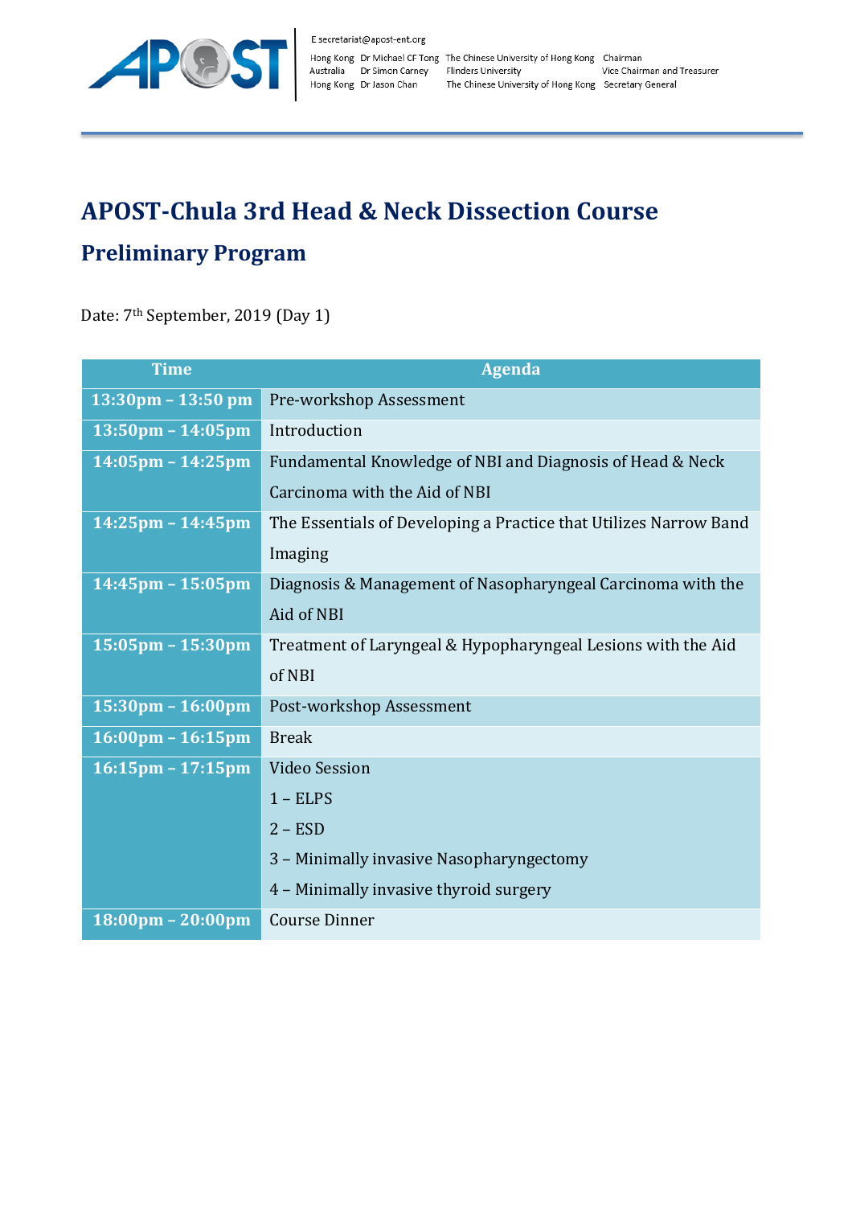E secretariat@apost-ent.org

Hong Kong Dr Michael CF Tong The Chinese University of Hong Kong Chairman
Australia Dr Simon Carney Flinders University Vice Chairman and Treasurer
Hong Kong Dr Jason Chan The Chinese University of Hong Kong Secretary General

# APOST-Chula 3rd Head & Neck Dissection Course

## Preliminary Program

Date: 7th September, 2019 (Day 1)

| Time | Agenda |
|---|---|
| 13:30pm – 13:50 pm | Pre-workshop Assessment |
| 13:50pm – 14:05pm | Introduction |
| 14:05pm – 14:25pm | Fundamental Knowledge of NBI and Diagnosis of Head & Neck Carcinoma with the Aid of NBI |
| 14:25pm – 14:45pm | The Essentials of Developing a Practice that Utilizes Narrow Band Imaging |
| 14:45pm – 15:05pm | Diagnosis & Management of Nasopharyngeal Carcinoma with the Aid of NBI |
| 15:05pm – 15:30pm | Treatment of Laryngeal & Hypopharyngeal Lesions with the Aid of NBI |
| 15:30pm – 16:00pm | Post-workshop Assessment |
| 16:00pm – 16:15pm | Break |
| 16:15pm – 17:15pm | Video Session<br>1 – ELPS<br>2 – ESD<br>3 – Minimally invasive Nasopharyngectomy<br>4 – Minimally invasive thyroid surgery |
| 18:00pm – 20:00pm | Course Dinner |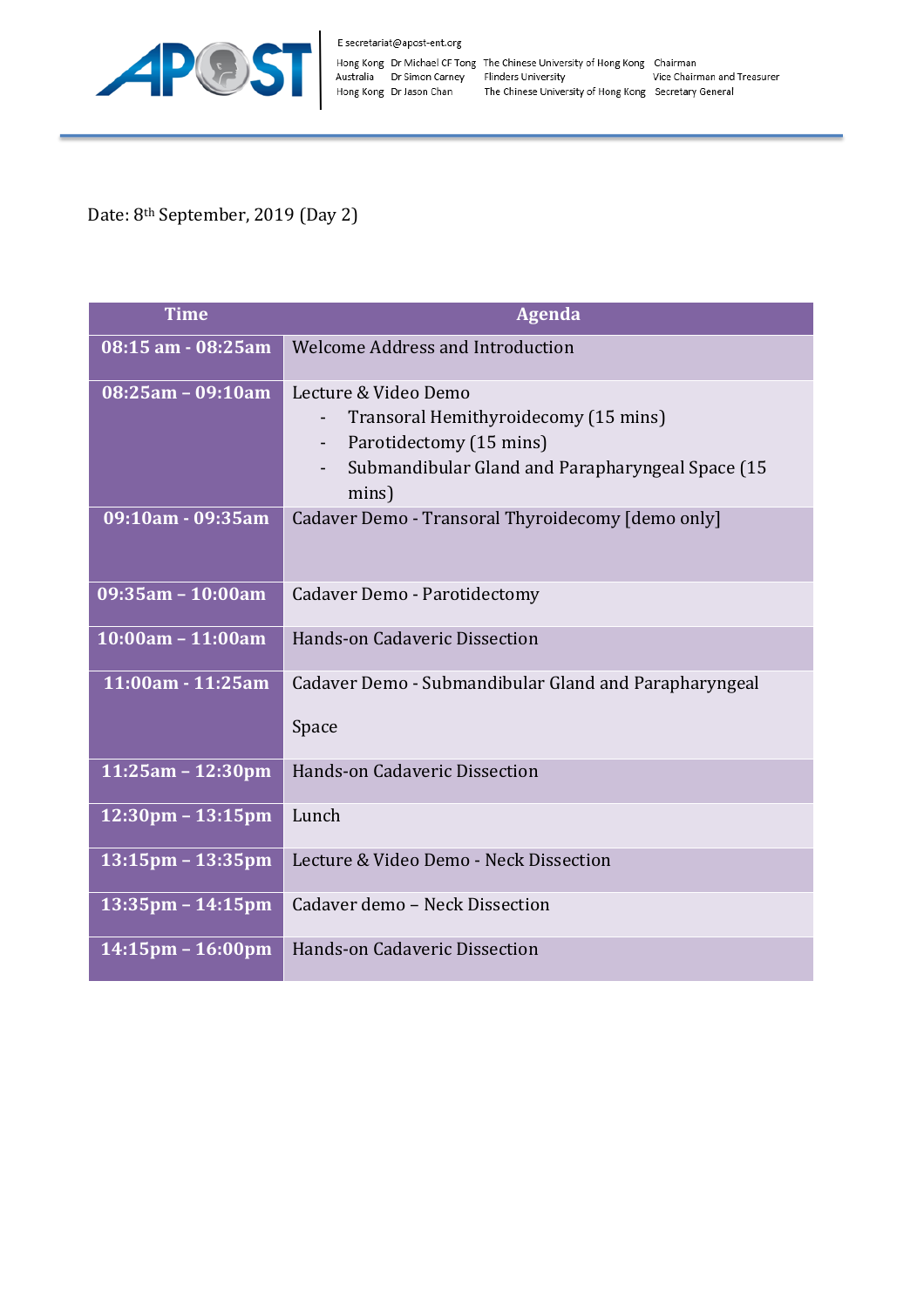Date: 8th September, 2019 (Day 2)

| Time | Agenda |
|---|---|
| 08:15 am - 08:25am | Welcome Address and Introduction |
| 08:25am – 09:10am | Lecture & Video Demo<br>- Transoral Hemithyroidecomy (15 mins)<br>- Parotidectomy (15 mins)<br>- Submandibular Gland and Parapharyngeal Space (15 mins) |
| 09:10am - 09:35am | Cadaver Demo - Transoral Thyroidecomy [demo only] |
| 09:35am – 10:00am | Cadaver Demo - Parotidectomy |
| 10:00am – 11:00am | Hands-on Cadaveric Dissection |
| 11:00am - 11:25am | Cadaver Demo - Submandibular Gland and Parapharyngeal Space |
| 11:25am – 12:30pm | Hands-on Cadaveric Dissection |
| 12:30pm – 13:15pm | Lunch |
| 13:15pm – 13:35pm | Lecture & Video Demo - Neck Dissection |
| 13:35pm – 14:15pm | Cadaver demo – Neck Dissection |
| 14:15pm – 16:00pm | Hands-on Cadaveric Dissection |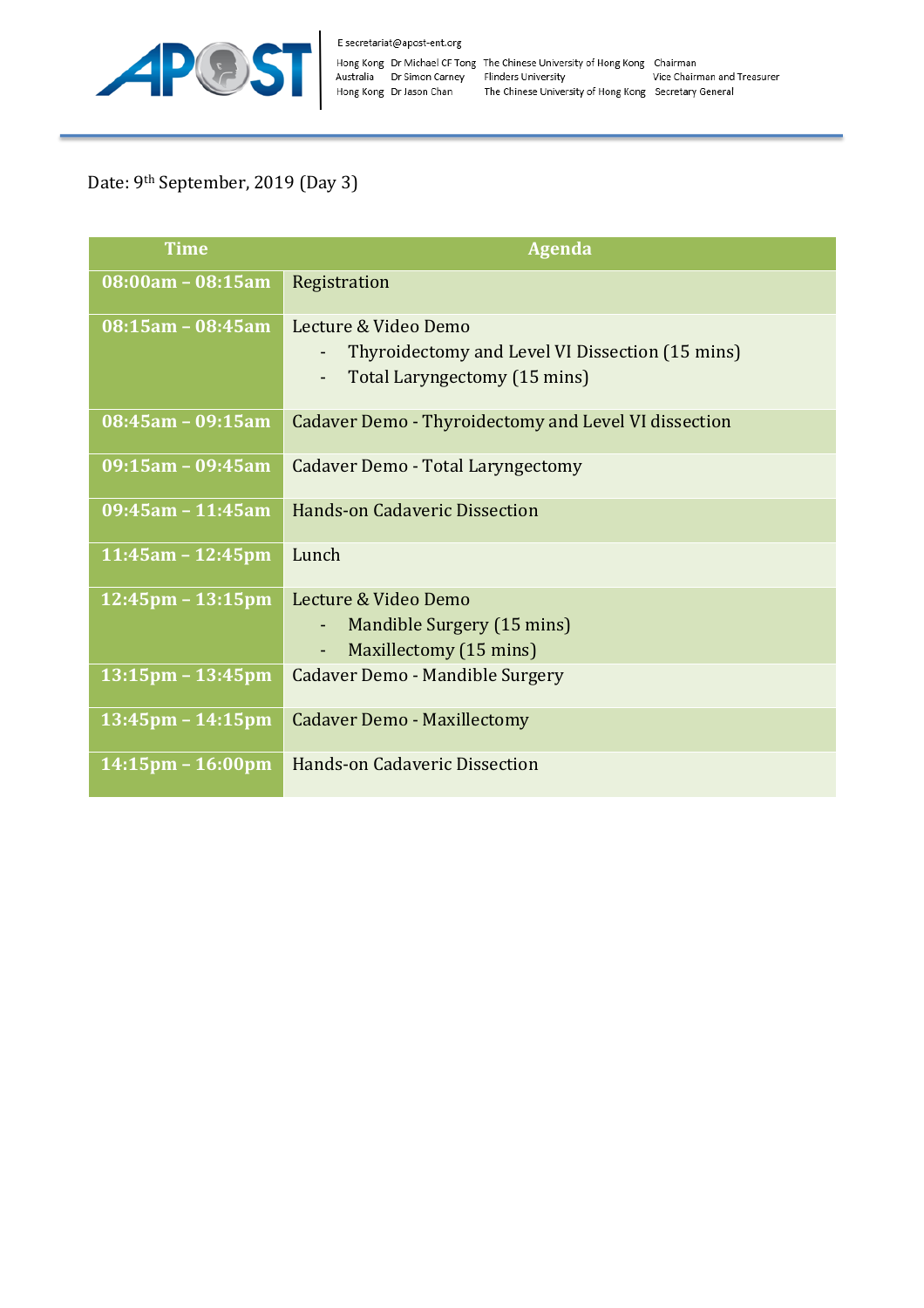Date: 9th September, 2019 (Day 3)

| Time | Agenda |
|---|---|
| 08:00am – 08:15am | Registration |
| 08:15am – 08:45am | Lecture & Video Demo<br>- Thyroidectomy and Level VI Dissection (15 mins)<br>- Total Laryngectomy (15 mins) |
| 08:45am – 09:15am | Cadaver Demo - Thyroidectomy and Level VI dissection |
| 09:15am – 09:45am | Cadaver Demo - Total Laryngectomy |
| 09:45am – 11:45am | Hands-on Cadaveric Dissection |
| 11:45am – 12:45pm | Lunch |
| 12:45pm – 13:15pm | Lecture & Video Demo<br>- Mandible Surgery (15 mins)<br>- Maxillectomy (15 mins) |
| 13:15pm – 13:45pm | Cadaver Demo - Mandible Surgery |
| 13:45pm – 14:15pm | Cadaver Demo - Maxillectomy |
| 14:15pm – 16:00pm | Hands-on Cadaveric Dissection |